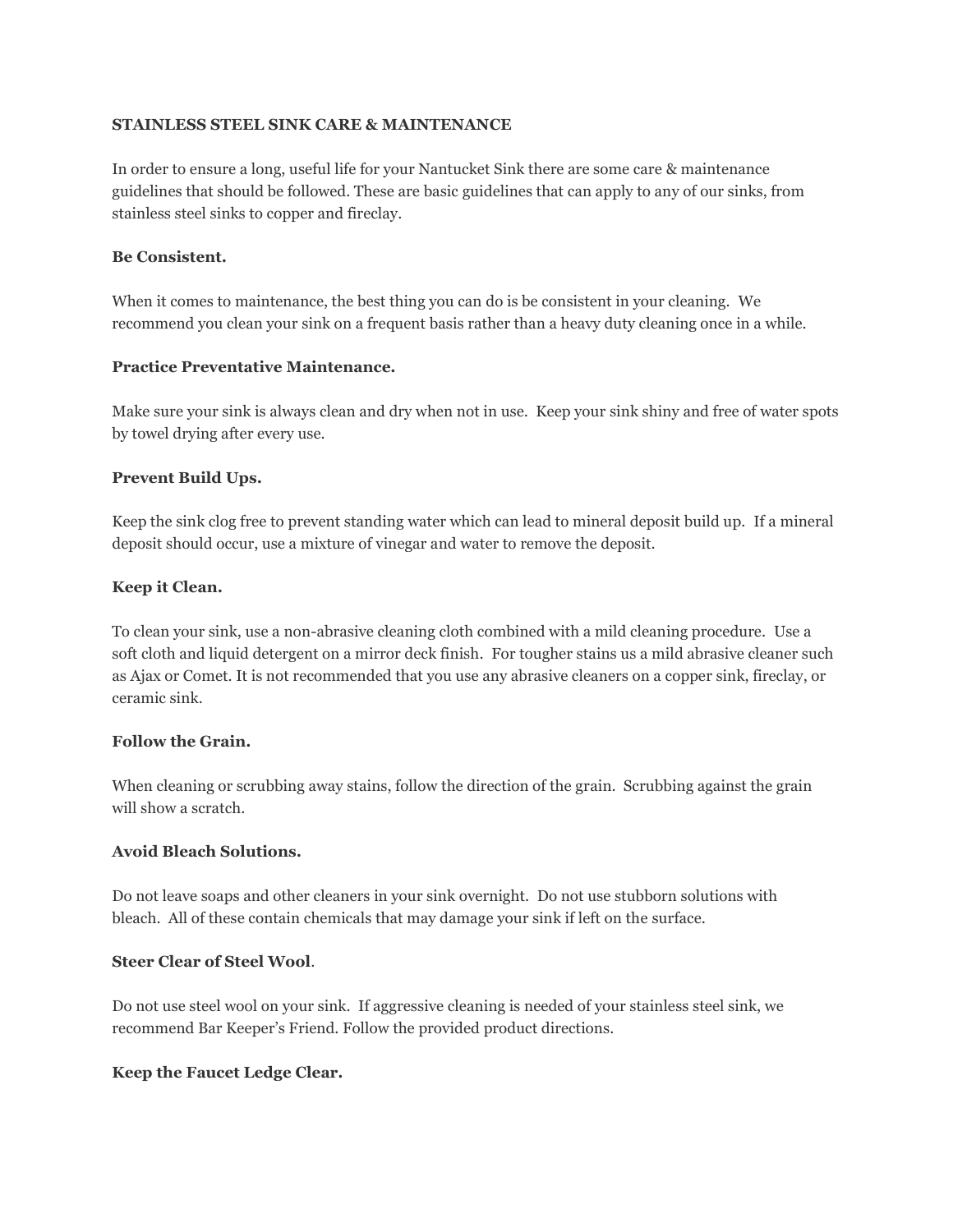**STAINLESS STEEL SINK CARE & MAINTENANCE**

In order to ensure a long, useful life for your Nantucket Sink there are some care & maintenance guidelines that should be followed. These are basic guidelines that can apply to any of our sinks, from stainless steel sinks to copper and fireclay.

**Be Consistent.**

When it comes to maintenance, the best thing you can do is be consistent in your cleaning. We recommend you clean your sink on a frequent basis rather than a heavy duty cleaning once in a while.

**Practice Preventative Maintenance.**

Make sure your sink is always clean and dry when not in use. Keep your sink shiny and free of water spots by towel drying after every use.

**Prevent Build Ups.**

Keep the sink clog free to prevent standing water which can lead to mineral deposit build up. If a mineral deposit should occur, use a mixture of vinegar and water to remove the deposit.

**Keep it Clean.**

To clean your sink, use a non-abrasive cleaning cloth combined with a mild cleaning procedure. Use a soft cloth and liquid detergent on a mirror deck finish. For tougher stains us a mild abrasive cleaner such as Ajax or Comet. It is not recommended that you use any abrasive cleaners on a copper sink, fireclay, or ceramic sink.

**Follow the Grain.**

When cleaning or scrubbing away stains, follow the direction of the grain. Scrubbing against the grain will show a scratch.

**Avoid Bleach Solutions.**

Do not leave soaps and other cleaners in your sink overnight. Do not use stubborn solutions with bleach. All of these contain chemicals that may damage your sink if left on the surface.

**Steer Clear of Steel Wool**.

Do not use steel wool on your sink. If aggressive cleaning is needed of your stainless steel sink, we recommend Bar Keeper's Friend. Follow the provided product directions.

**Keep the Faucet Ledge Clear.**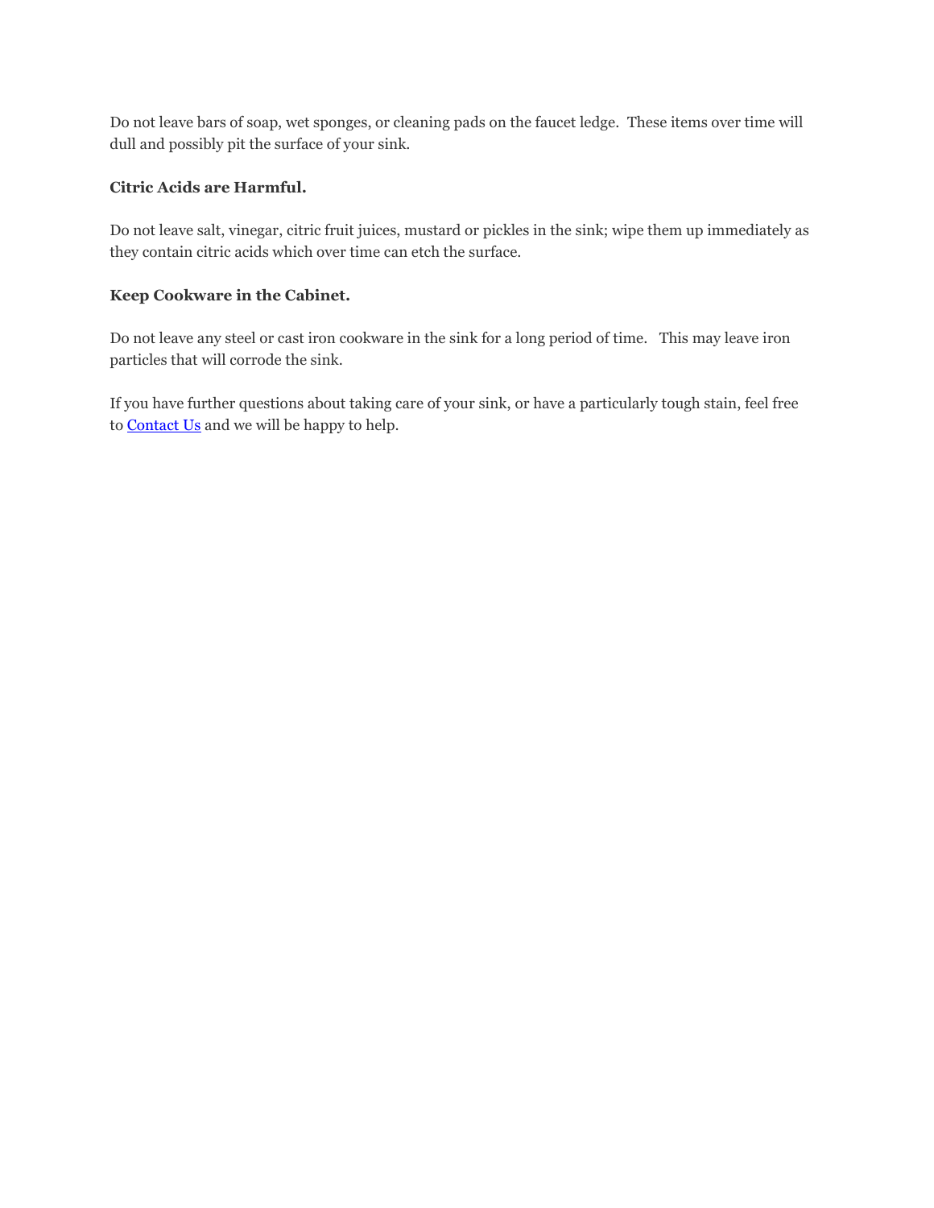Do not leave bars of soap, wet sponges, or cleaning pads on the faucet ledge. These items over time will dull and possibly pit the surface of your sink.

**Citric Acids are Harmful.**

Do not leave salt, vinegar, citric fruit juices, mustard or pickles in the sink; wipe them up immediately as they contain citric acids which over time can etch the surface.

**Keep Cookware in the Cabinet.**

Do not leave any steel or cast iron cookware in the sink for a long period of time. This may leave iron particles that will corrode the sink.

If you have further questions about taking care of your sink, or have a particularly tough stain, feel free to Contact Us and we will be happy to help.